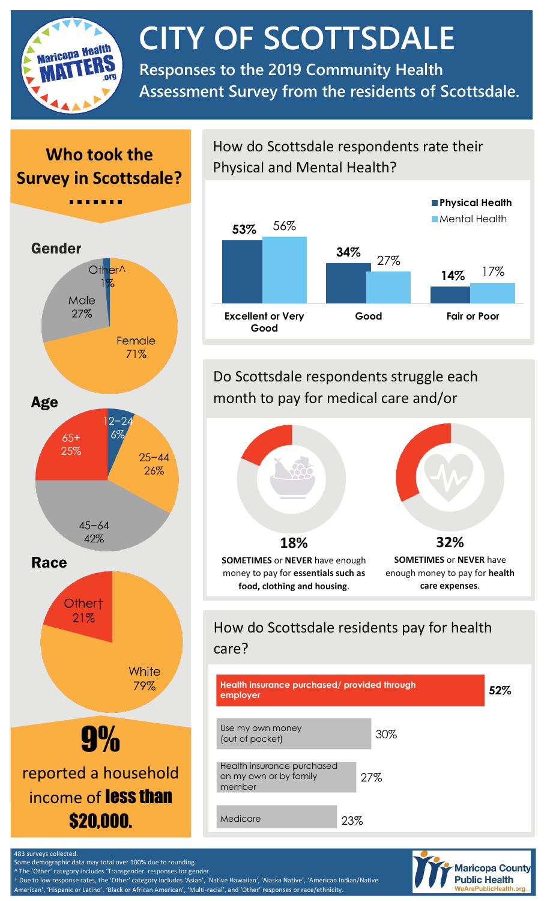# CITY OF SCOTTSDALE

**Responses to the 2019 Community Health Assessment Survey from the residents of Scottsdale.**

## Who took the Survey in Scottsdale?

### Gender

| Gender | Percent |
|---|---|
| Female | 71% |
| Male | 27% |
| Other^ | 1% |

### Age

| Age | Percent |
|---|---|
| 12–24 | 6% |
| 25–44 | 26% |
| 45–64 | 42% |
| 65+ | 25% |

### Race

| Race | Percent |
|---|---|
| White | 79% |
| Other† | 21% |

**9%** reported a household income of **less than $20,000.**

## How do Scottsdale respondents rate their Physical and Mental Health?

| | Physical Health | Mental Health |
|---|---|---|
| Excellent or Very Good | 53% | 56% |
| Good | 34% | 27% |
| Fair or Poor | 14% | 17% |

## Do Scottsdale respondents struggle each month to pay for medical care and/or

**18%** — **SOMETIMES** or **NEVER** have enough money to pay for **essentials such as food, clothing and housing**.

**32%** — **SOMETIMES** or **NEVER** have enough money to pay for **health care expenses**.

## How do Scottsdale residents pay for health care?

| Method | Percent |
|---|---|
| Health insurance purchased/ provided through employer | 52% |
| Use my own money (out of pocket) | 30% |
| Health insurance purchased on my own or by family member | 27% |
| Medicare | 23% |

483 surveys collected.
Some demographic data may total over 100% due to rounding.
^ The 'Other' category includes 'Transgender' responses for gender.
† Due to low response rates, the 'Other' category includes 'Asian', 'Native Hawaiian', 'Alaska Native', 'American Indian/Native American', 'Hispanic or Latino', 'Black or African American', 'Multi-racial', and 'Other' responses or race/ethnicity.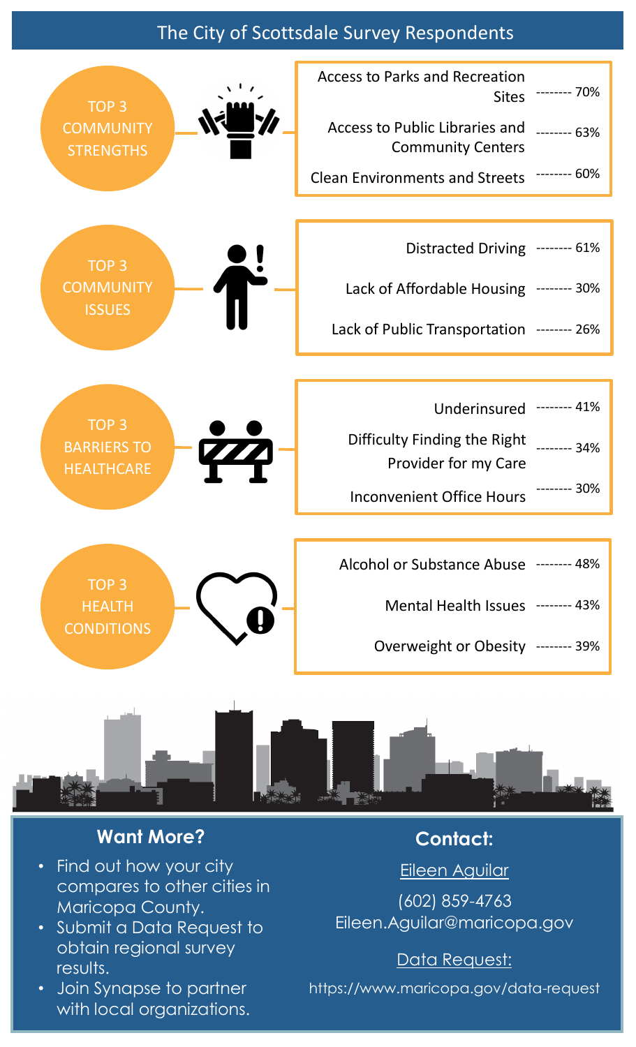# The City of Scottsdale Survey Respondents

## TOP 3 COMMUNITY STRENGTHS

- Access to Parks and Recreation Sites -------- 70%
- Access to Public Libraries and Community Centers -------- 63%
- Clean Environments and Streets -------- 60%

## TOP 3 COMMUNITY ISSUES

- Distracted Driving -------- 61%
- Lack of Affordable Housing -------- 30%
- Lack of Public Transportation -------- 26%

## TOP 3 BARRIERS TO HEALTHCARE

- Underinsured -------- 41%
- Difficulty Finding the Right Provider for my Care -------- 34%
- Inconvenient Office Hours -------- 30%

## TOP 3 HEALTH CONDITIONS

- Alcohol or Substance Abuse -------- 48%
- Mental Health Issues -------- 43%
- Overweight or Obesity -------- 39%

## Want More?

- Find out how your city compares to other cities in Maricopa County.
- Submit a Data Request to obtain regional survey results.
- Join Synapse to partner with local organizations.

## Contact:

Eileen Aguilar

(602) 859-4763
Eileen.Aguilar@maricopa.gov

Data Request:

https://www.maricopa.gov/data-request